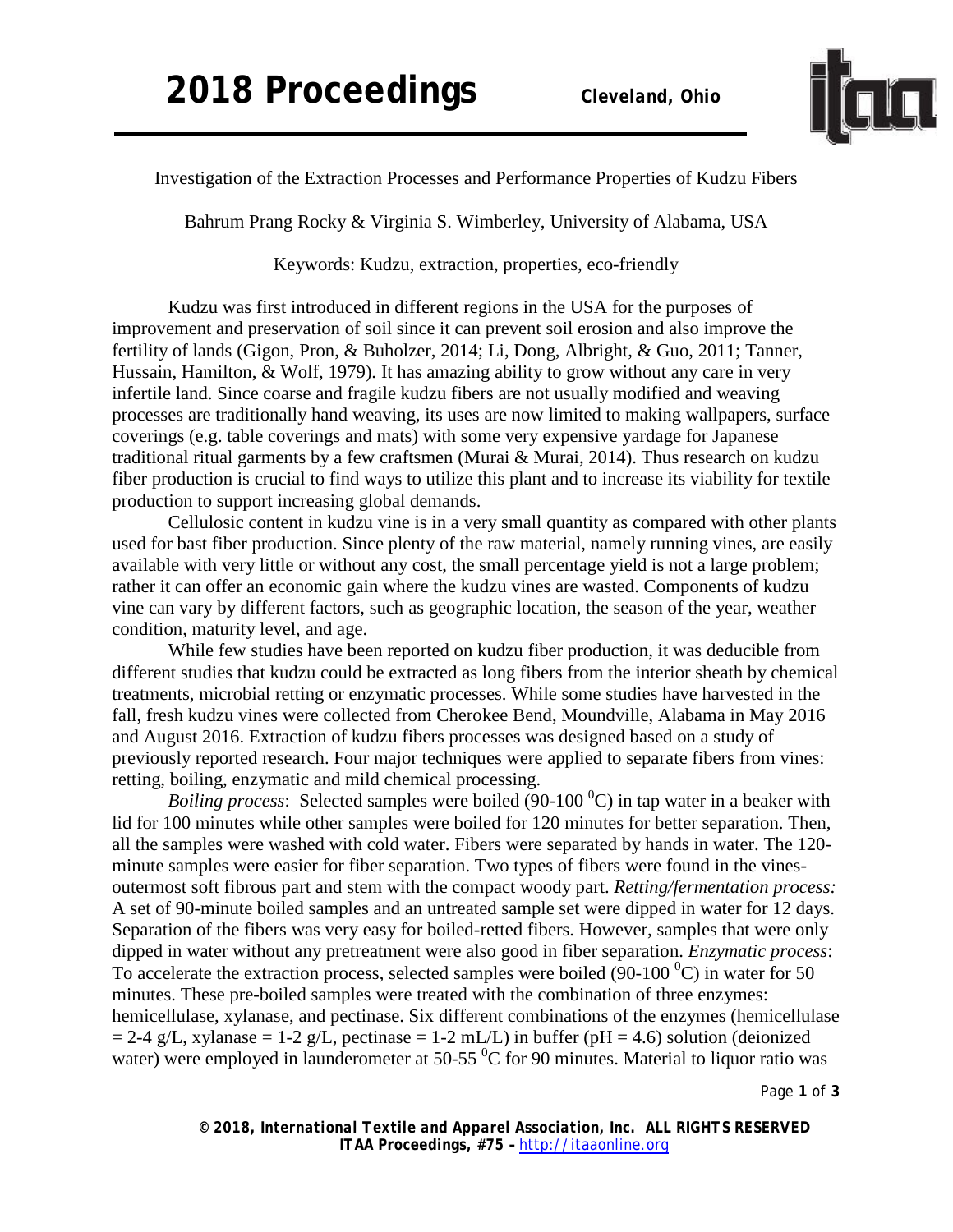Investigation of the Extraction Processes and Performance Properties of Kudzu Fibers

Bahrum Prang Rocky & Virginia S. Wimberley, University of Alabama, USA

Keywords: Kudzu, extraction, properties, eco-friendly

Kudzu was first introduced in different regions in the USA for the purposes of improvement and preservation of soil since it can prevent soil erosion and also improve the fertility of lands (Gigon, Pron, & Buholzer, 2014; Li, Dong, Albright, & Guo, 2011; Tanner, Hussain, Hamilton, & Wolf, 1979). It has amazing ability to grow without any care in very infertile land. Since coarse and fragile kudzu fibers are not usually modified and weaving processes are traditionally hand weaving, its uses are now limited to making wallpapers, surface coverings (e.g. table coverings and mats) with some very expensive yardage for Japanese traditional ritual garments by a few craftsmen (Murai & Murai, 2014). Thus research on kudzu fiber production is crucial to find ways to utilize this plant and to increase its viability for textile production to support increasing global demands.

Cellulosic content in kudzu vine is in a very small quantity as compared with other plants used for bast fiber production. Since plenty of the raw material, namely running vines, are easily available with very little or without any cost, the small percentage yield is not a large problem; rather it can offer an economic gain where the kudzu vines are wasted. Components of kudzu vine can vary by different factors, such as geographic location, the season of the year, weather condition, maturity level, and age.

While few studies have been reported on kudzu fiber production, it was deducible from different studies that kudzu could be extracted as long fibers from the interior sheath by chemical treatments, microbial retting or enzymatic processes. While some studies have harvested in the fall, fresh kudzu vines were collected from Cherokee Bend, Moundville, Alabama in May 2016 and August 2016. Extraction of kudzu fibers processes was designed based on a study of previously reported research. Four major techniques were applied to separate fibers from vines: retting, boiling, enzymatic and mild chemical processing.

*Boiling process*: Selected samples were boiled (90-100 $^0$C) in tap water in a beaker with lid for 100 minutes while other samples were boiled for 120 minutes for better separation. Then, all the samples were washed with cold water. Fibers were separated by hands in water. The 120-minute samples were easier for fiber separation. Two types of fibers were found in the vines-outermost soft fibrous part and stem with the compact woody part. *Retting/fermentation process:* A set of 90-minute boiled samples and an untreated sample set were dipped in water for 12 days. Separation of the fibers was very easy for boiled-retted fibers. However, samples that were only dipped in water without any pretreatment were also good in fiber separation. *Enzymatic process*: To accelerate the extraction process, selected samples were boiled (90-100 $^0$C) in water for 50 minutes. These pre-boiled samples were treated with the combination of three enzymes: hemicellulase, xylanase, and pectinase. Six different combinations of the enzymes (hemicellulase = 2-4 g/L, xylanase = 1-2 g/L, pectinase = 1-2 mL/L) in buffer (pH = 4.6) solution (deionized water) were employed in launderometer at 50-55 $^0$C for 90 minutes. Material to liquor ratio was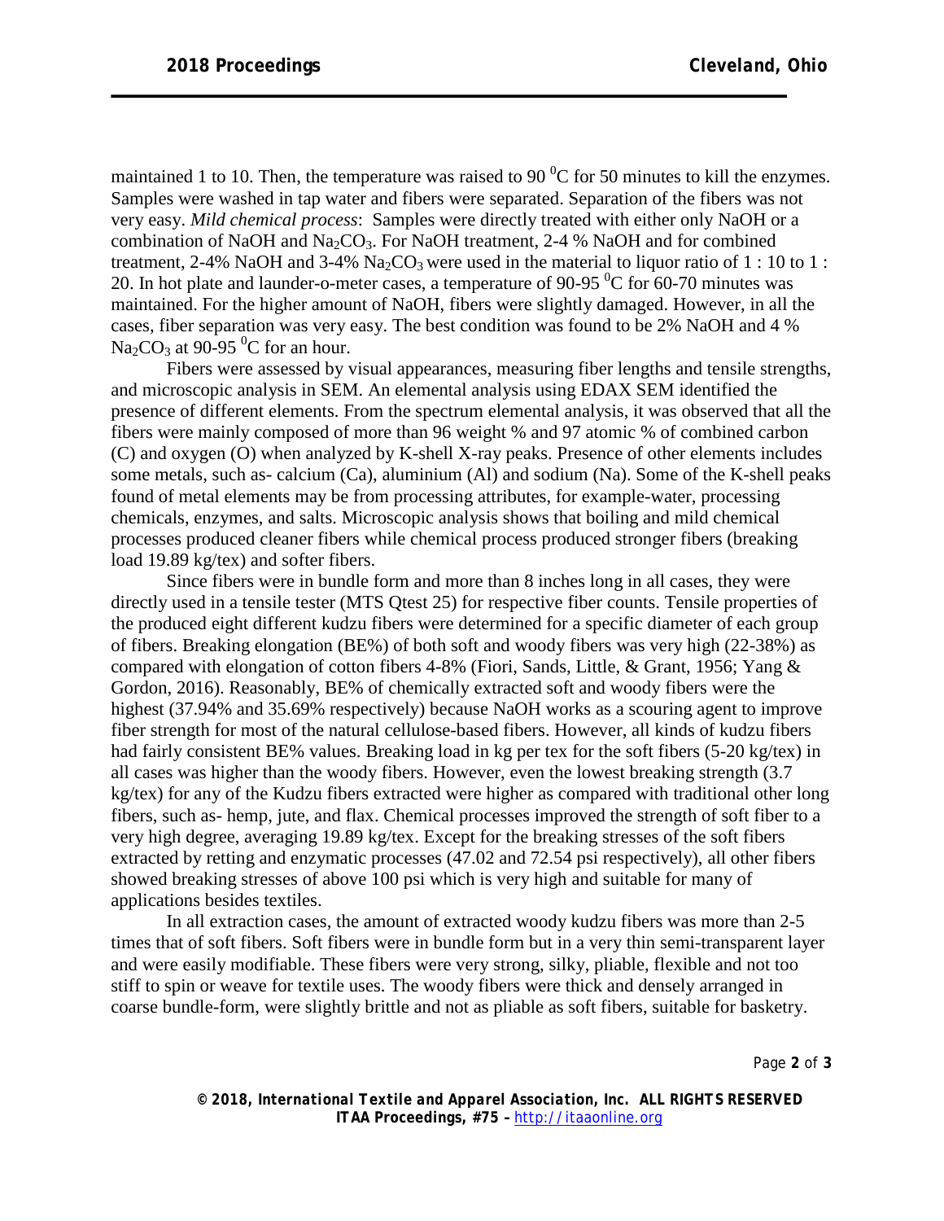maintained 1 to 10. Then, the temperature was raised to 90 $^0$C for 50 minutes to kill the enzymes. Samples were washed in tap water and fibers were separated. Separation of the fibers was not very easy. *Mild chemical process*: Samples were directly treated with either only NaOH or a combination of NaOH and $Na_2CO_3$. For NaOH treatment, 2-4 % NaOH and for combined treatment, 2-4% NaOH and 3-4% $Na_2CO_3$ were used in the material to liquor ratio of 1 : 10 to 1 : 20. In hot plate and launder-o-meter cases, a temperature of 90-95 $^0$C for 60-70 minutes was maintained. For the higher amount of NaOH, fibers were slightly damaged. However, in all the cases, fiber separation was very easy. The best condition was found to be 2% NaOH and 4 % $Na_2CO_3$ at 90-95 $^0$C for an hour.

Fibers were assessed by visual appearances, measuring fiber lengths and tensile strengths, and microscopic analysis in SEM. An elemental analysis using EDAX SEM identified the presence of different elements. From the spectrum elemental analysis, it was observed that all the fibers were mainly composed of more than 96 weight % and 97 atomic % of combined carbon (C) and oxygen (O) when analyzed by K-shell X-ray peaks. Presence of other elements includes some metals, such as- calcium (Ca), aluminium (Al) and sodium (Na). Some of the K-shell peaks found of metal elements may be from processing attributes, for example-water, processing chemicals, enzymes, and salts. Microscopic analysis shows that boiling and mild chemical processes produced cleaner fibers while chemical process produced stronger fibers (breaking load 19.89 kg/tex) and softer fibers.

Since fibers were in bundle form and more than 8 inches long in all cases, they were directly used in a tensile tester (MTS Qtest 25) for respective fiber counts. Tensile properties of the produced eight different kudzu fibers were determined for a specific diameter of each group of fibers. Breaking elongation (BE%) of both soft and woody fibers was very high (22-38%) as compared with elongation of cotton fibers 4-8% (Fiori, Sands, Little, & Grant, 1956; Yang & Gordon, 2016). Reasonably, BE% of chemically extracted soft and woody fibers were the highest (37.94% and 35.69% respectively) because NaOH works as a scouring agent to improve fiber strength for most of the natural cellulose-based fibers. However, all kinds of kudzu fibers had fairly consistent BE% values. Breaking load in kg per tex for the soft fibers (5-20 kg/tex) in all cases was higher than the woody fibers. However, even the lowest breaking strength (3.7 kg/tex) for any of the Kudzu fibers extracted were higher as compared with traditional other long fibers, such as- hemp, jute, and flax. Chemical processes improved the strength of soft fiber to a very high degree, averaging 19.89 kg/tex. Except for the breaking stresses of the soft fibers extracted by retting and enzymatic processes (47.02 and 72.54 psi respectively), all other fibers showed breaking stresses of above 100 psi which is very high and suitable for many of applications besides textiles.

In all extraction cases, the amount of extracted woody kudzu fibers was more than 2-5 times that of soft fibers. Soft fibers were in bundle form but in a very thin semi-transparent layer and were easily modifiable. These fibers were very strong, silky, pliable, flexible and not too stiff to spin or weave for textile uses. The woody fibers were thick and densely arranged in coarse bundle-form, were slightly brittle and not as pliable as soft fibers, suitable for basketry.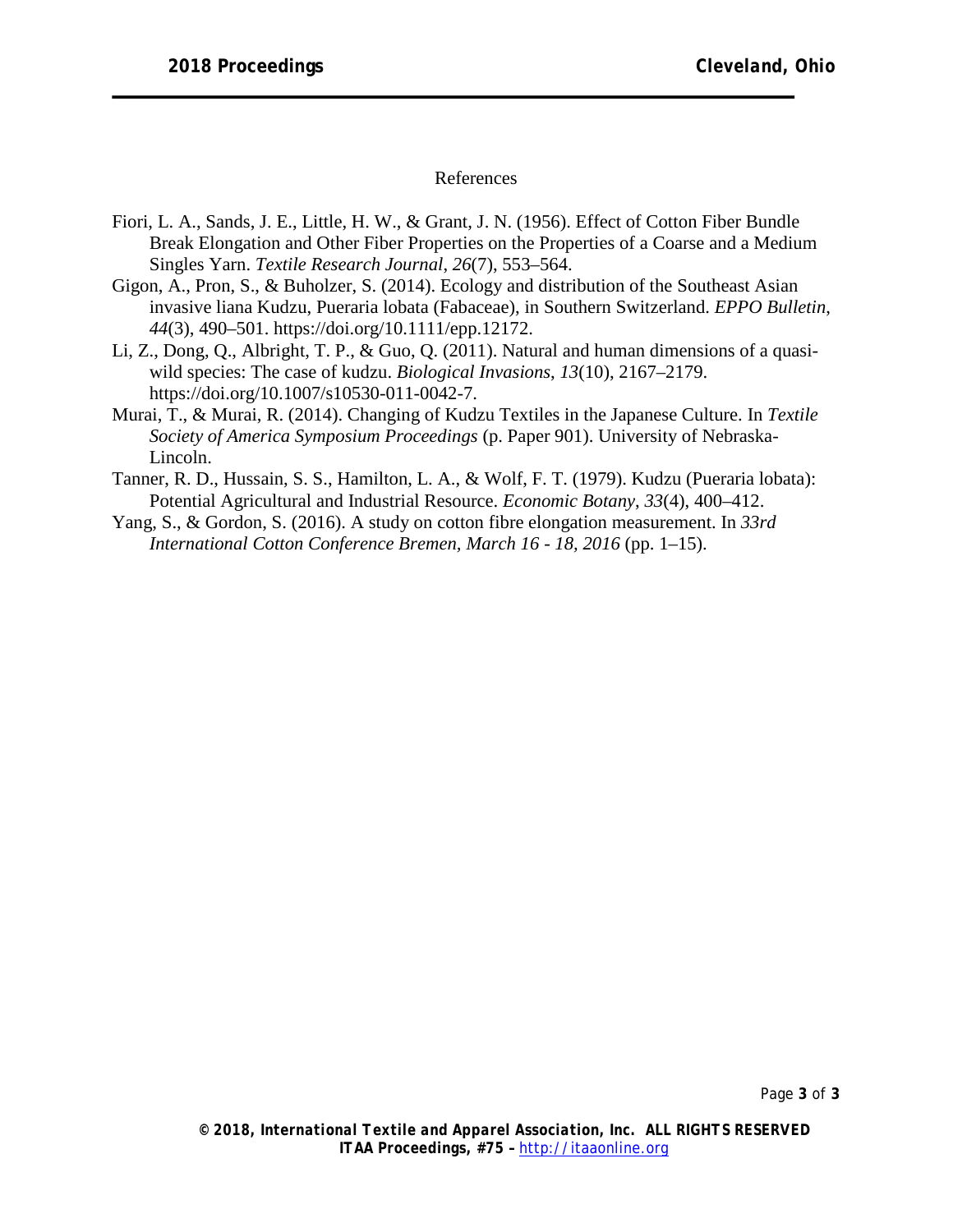# References

Fiori, L. A., Sands, J. E., Little, H. W., & Grant, J. N. (1956). Effect of Cotton Fiber Bundle Break Elongation and Other Fiber Properties on the Properties of a Coarse and a Medium Singles Yarn. *Textile Research Journal*, *26*(7), 553–564.

Gigon, A., Pron, S., & Buholzer, S. (2014). Ecology and distribution of the Southeast Asian invasive liana Kudzu, Pueraria lobata (Fabaceae), in Southern Switzerland. *EPPO Bulletin*, *44*(3), 490–501. https://doi.org/10.1111/epp.12172.

Li, Z., Dong, Q., Albright, T. P., & Guo, Q. (2011). Natural and human dimensions of a quasi-wild species: The case of kudzu. *Biological Invasions*, *13*(10), 2167–2179. https://doi.org/10.1007/s10530-011-0042-7.

Murai, T., & Murai, R. (2014). Changing of Kudzu Textiles in the Japanese Culture. In *Textile Society of America Symposium Proceedings* (p. Paper 901). University of Nebraska-Lincoln.

Tanner, R. D., Hussain, S. S., Hamilton, L. A., & Wolf, F. T. (1979). Kudzu (Pueraria lobata): Potential Agricultural and Industrial Resource. *Economic Botany*, *33*(4), 400–412.

Yang, S., & Gordon, S. (2016). A study on cotton fibre elongation measurement. In *33rd International Cotton Conference Bremen, March 16 - 18, 2016* (pp. 1–15).